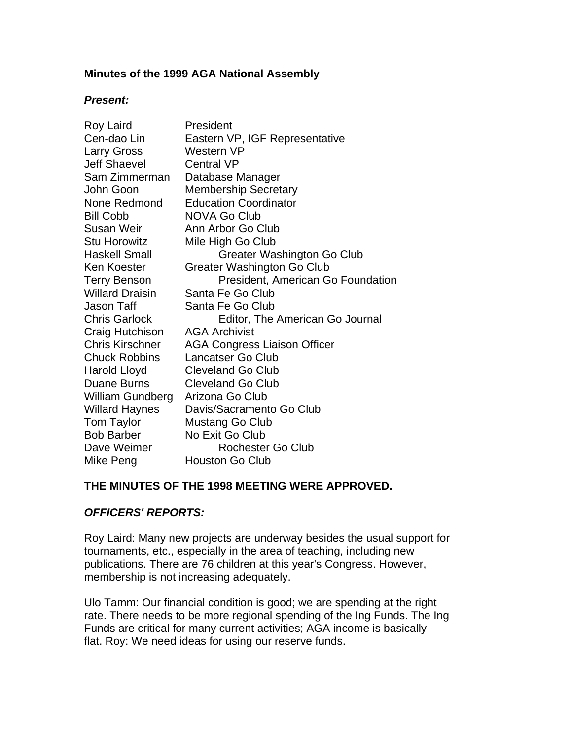**Minutes of the 1999 AGA National Assembly**

***Present:***

| | |
|---|---|
| Roy Laird | President |
| Cen-dao Lin | Eastern VP, IGF Representative |
| Larry Gross | Western VP |
| Jeff Shaevel | Central VP |
| Sam Zimmerman | Database Manager |
| John Goon | Membership Secretary |
| None Redmond | Education Coordinator |
| Bill Cobb | NOVA Go Club |
| Susan Weir | Ann Arbor Go Club |
| Stu Horowitz | Mile High Go Club |
| Haskell Small | Greater Washington Go Club |
| Ken Koester | Greater Washington Go Club |
| Terry Benson | President, American Go Foundation |
| Willard Draisin | Santa Fe Go Club |
| Jason Taff | Santa Fe Go Club |
| Chris Garlock | Editor, The American Go Journal |
| Craig Hutchison | AGA Archivist |
| Chris Kirschner | AGA Congress Liaison Officer |
| Chuck Robbins | Lancatser Go Club |
| Harold Lloyd | Cleveland Go Club |
| Duane Burns | Cleveland Go Club |
| William Gundberg | Arizona Go Club |
| Willard Haynes | Davis/Sacramento Go Club |
| Tom Taylor | Mustang Go Club |
| Bob Barber | No Exit Go Club |
| Dave Weimer | Rochester Go Club |
| Mike Peng | Houston Go Club |

**THE MINUTES OF THE 1998 MEETING WERE APPROVED.**

***OFFICERS' REPORTS:***

Roy Laird: Many new projects are underway besides the usual support for tournaments, etc., especially in the area of teaching, including new publications. There are 76 children at this year's Congress. However, membership is not increasing adequately.

Ulo Tamm: Our financial condition is good; we are spending at the right rate. There needs to be more regional spending of the Ing Funds. The Ing Funds are critical for many current activities; AGA income is basically flat. Roy: We need ideas for using our reserve funds.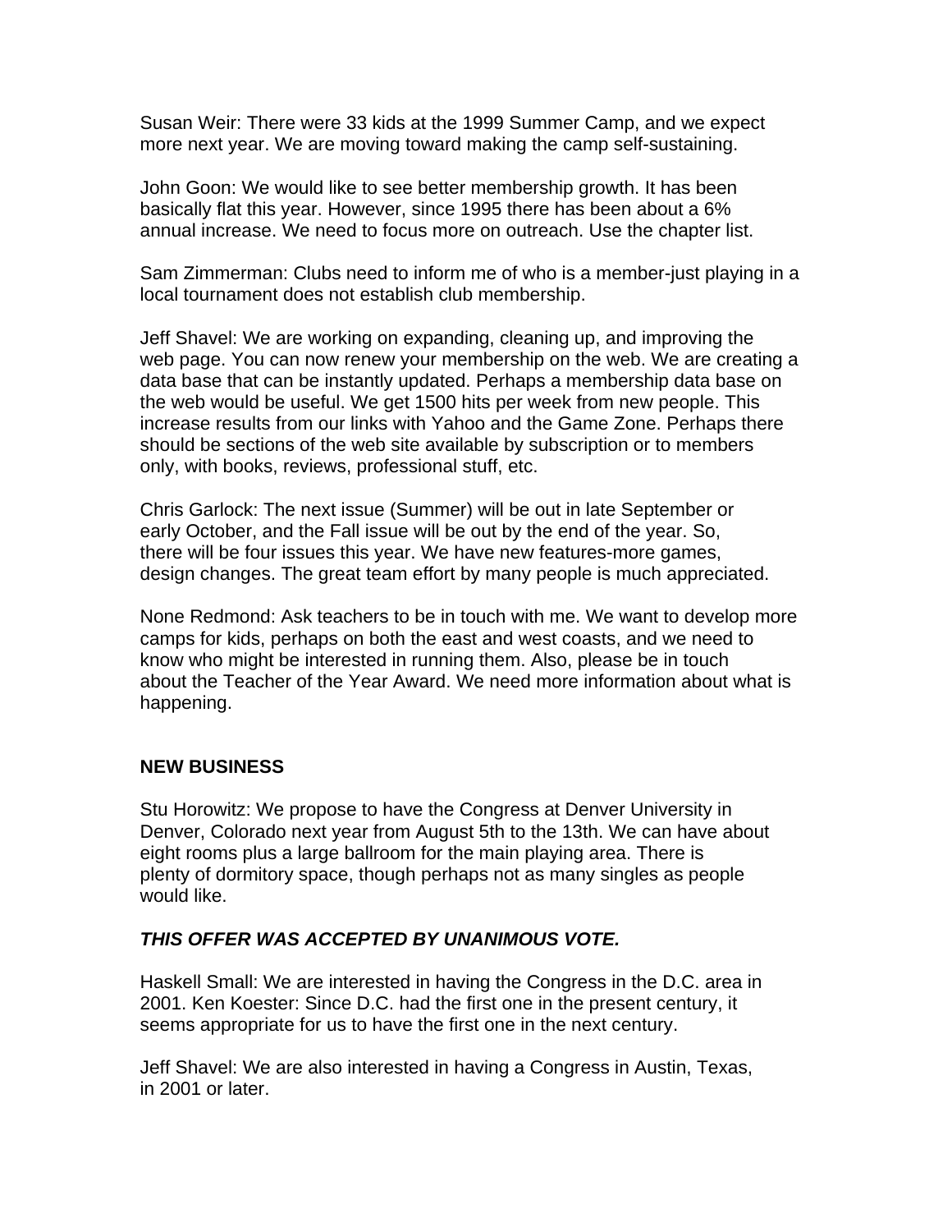Susan Weir: There were 33 kids at the 1999 Summer Camp, and we expect more next year. We are moving toward making the camp self-sustaining.

John Goon: We would like to see better membership growth. It has been basically flat this year. However, since 1995 there has been about a 6% annual increase. We need to focus more on outreach. Use the chapter list.

Sam Zimmerman: Clubs need to inform me of who is a member-just playing in a local tournament does not establish club membership.

Jeff Shavel: We are working on expanding, cleaning up, and improving the web page. You can now renew your membership on the web. We are creating a data base that can be instantly updated. Perhaps a membership data base on the web would be useful. We get 1500 hits per week from new people. This increase results from our links with Yahoo and the Game Zone. Perhaps there should be sections of the web site available by subscription or to members only, with books, reviews, professional stuff, etc.

Chris Garlock: The next issue (Summer) will be out in late September or early October, and the Fall issue will be out by the end of the year. So, there will be four issues this year. We have new features-more games, design changes. The great team effort by many people is much appreciated.

None Redmond: Ask teachers to be in touch with me. We want to develop more camps for kids, perhaps on both the east and west coasts, and we need to know who might be interested in running them. Also, please be in touch about the Teacher of the Year Award. We need more information about what is happening.

## NEW BUSINESS

Stu Horowitz: We propose to have the Congress at Denver University in Denver, Colorado next year from August 5th to the 13th. We can have about eight rooms plus a large ballroom for the main playing area. There is plenty of dormitory space, though perhaps not as many singles as people would like.

***THIS OFFER WAS ACCEPTED BY UNANIMOUS VOTE.***

Haskell Small: We are interested in having the Congress in the D.C. area in 2001. Ken Koester: Since D.C. had the first one in the present century, it seems appropriate for us to have the first one in the next century.

Jeff Shavel: We are also interested in having a Congress in Austin, Texas, in 2001 or later.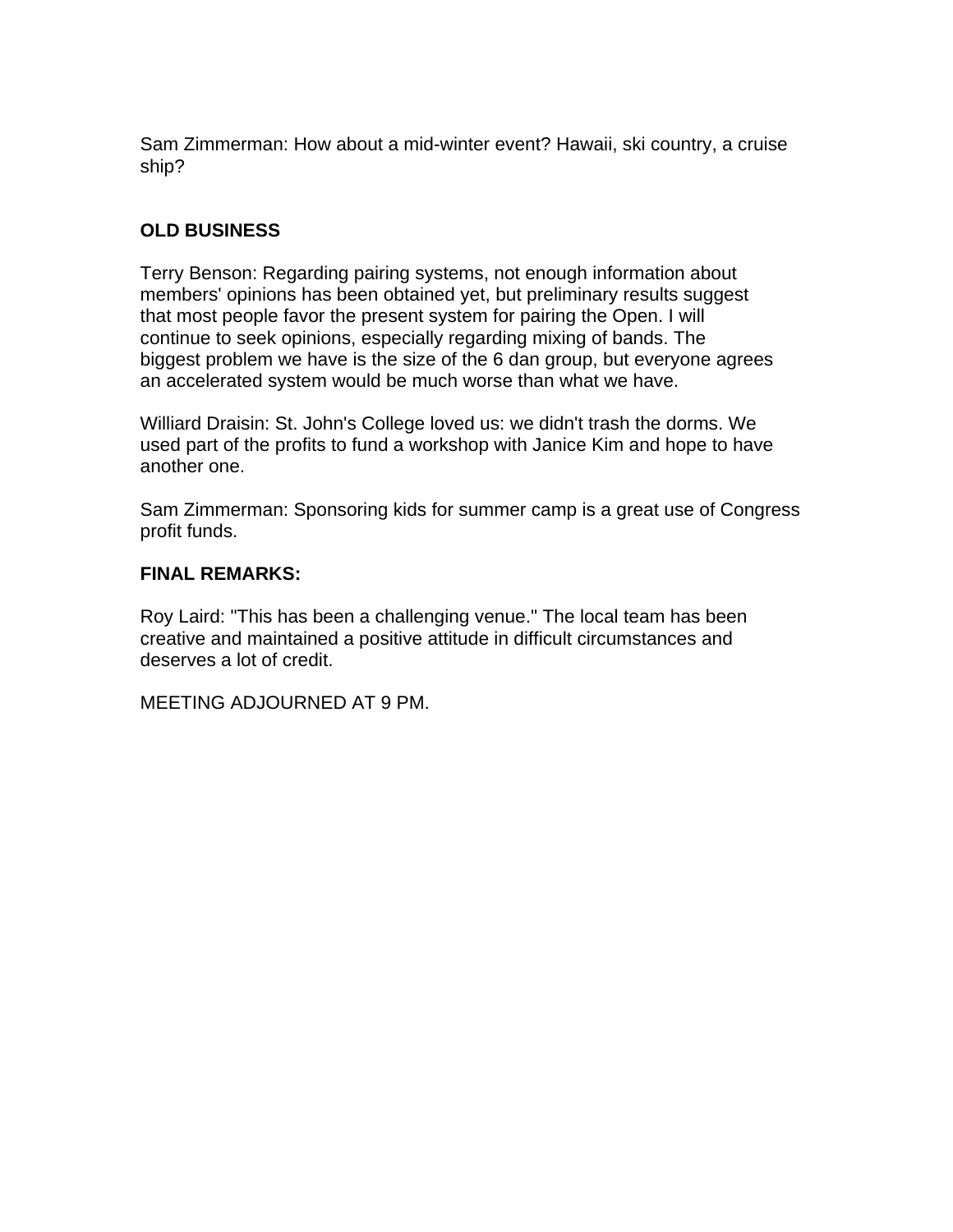Sam Zimmerman: How about a mid-winter event? Hawaii, ski country, a cruise ship?

**OLD BUSINESS**

Terry Benson: Regarding pairing systems, not enough information about members' opinions has been obtained yet, but preliminary results suggest that most people favor the present system for pairing the Open. I will continue to seek opinions, especially regarding mixing of bands. The biggest problem we have is the size of the 6 dan group, but everyone agrees an accelerated system would be much worse than what we have.

Williard Draisin: St. John's College loved us: we didn't trash the dorms. We used part of the profits to fund a workshop with Janice Kim and hope to have another one.

Sam Zimmerman: Sponsoring kids for summer camp is a great use of Congress profit funds.

**FINAL REMARKS:**

Roy Laird: "This has been a challenging venue." The local team has been creative and maintained a positive attitude in difficult circumstances and deserves a lot of credit.

MEETING ADJOURNED AT 9 PM.